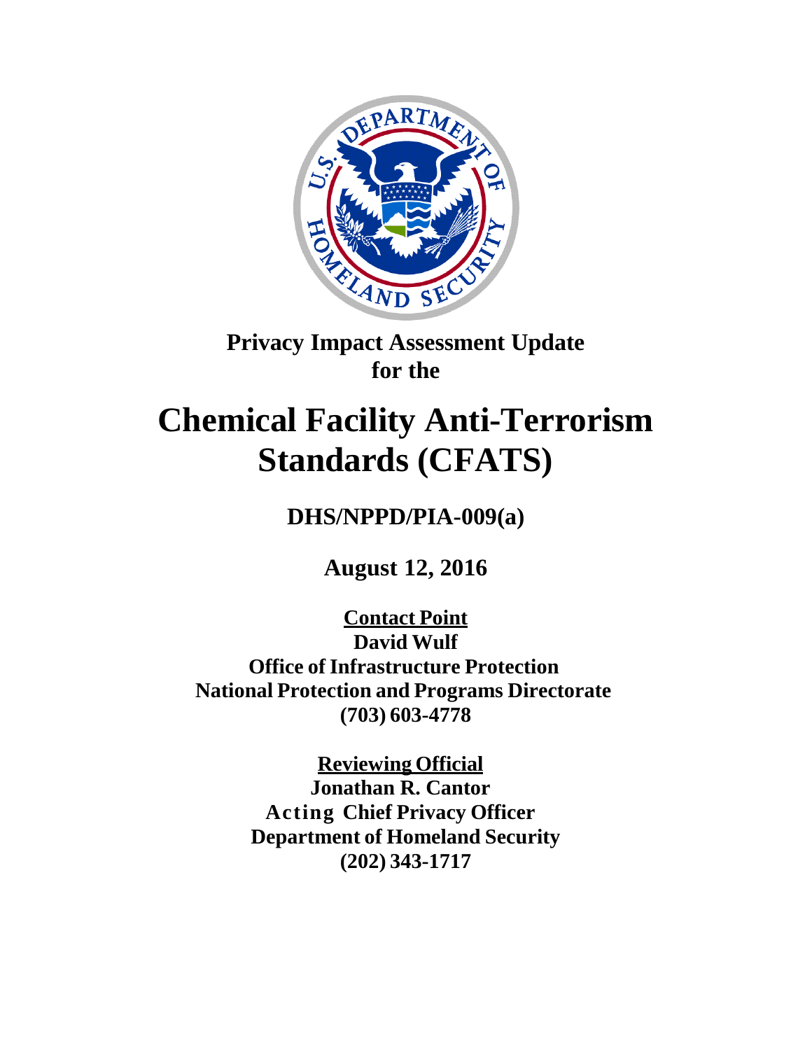# Privacy Impact Assessment Update for the

# Chemical Facility Anti-Terrorism Standards (CFATS)

## DHS/NPPD/PIA-009(a)

## August 12, 2016

**Contact Point**
**David Wulf**
**Office of Infrastructure Protection**
**National Protection and Programs Directorate**
**(703) 603-4778**

**Reviewing Official**
**Jonathan R. Cantor**
**Acting Chief Privacy Officer**
**Department of Homeland Security**
**(202) 343-1717**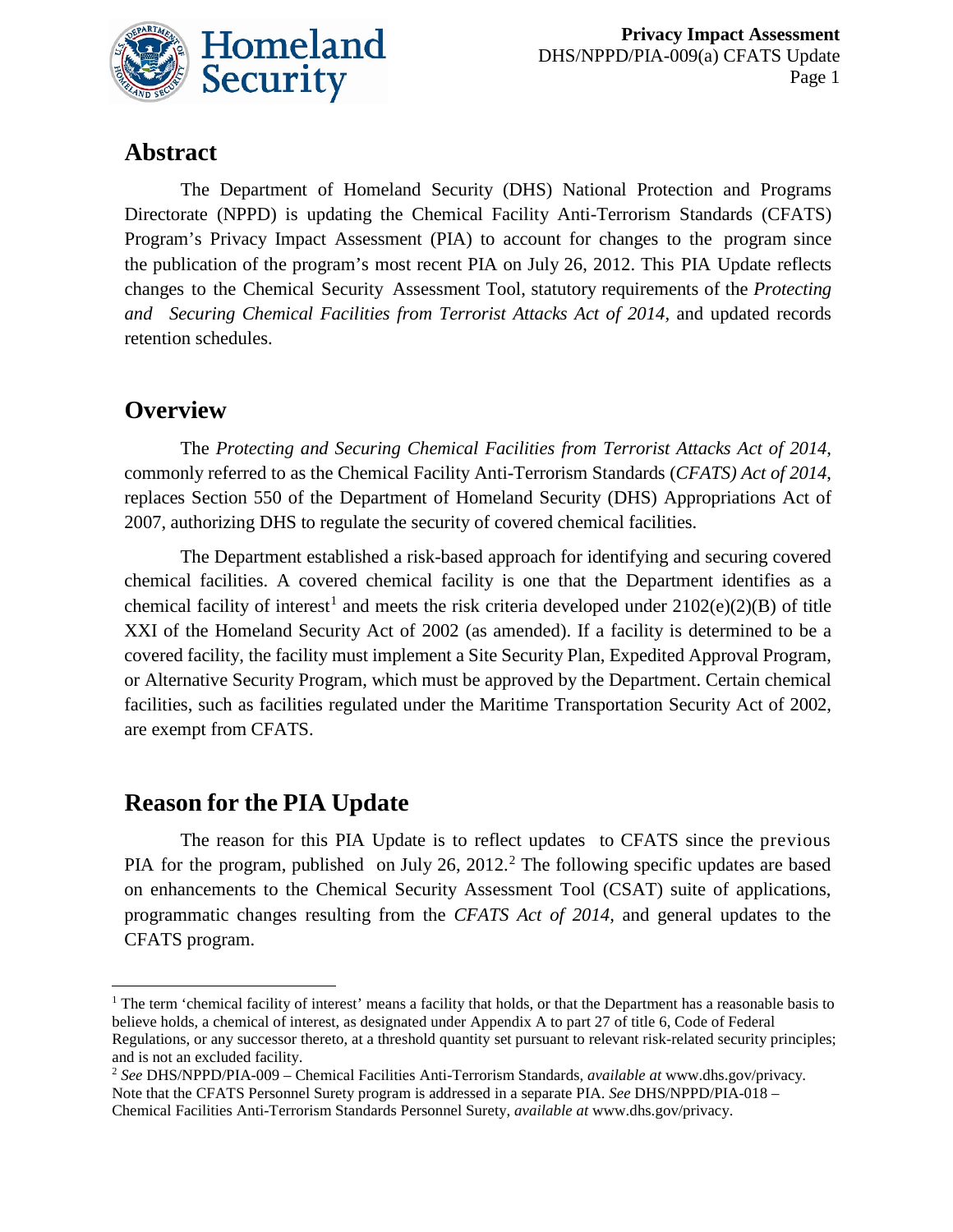## Abstract

The Department of Homeland Security (DHS) National Protection and Programs Directorate (NPPD) is updating the Chemical Facility Anti-Terrorism Standards (CFATS) Program's Privacy Impact Assessment (PIA) to account for changes to the program since the publication of the program's most recent PIA on July 26, 2012. This PIA Update reflects changes to the Chemical Security Assessment Tool, statutory requirements of the *Protecting and Securing Chemical Facilities from Terrorist Attacks Act of 2014,* and updated records retention schedules.

## Overview

The *Protecting and Securing Chemical Facilities from Terrorist Attacks Act of 2014*, commonly referred to as the Chemical Facility Anti-Terrorism Standards (*CFATS) Act of 2014*, replaces Section 550 of the Department of Homeland Security (DHS) Appropriations Act of 2007, authorizing DHS to regulate the security of covered chemical facilities.

The Department established a risk-based approach for identifying and securing covered chemical facilities. A covered chemical facility is one that the Department identifies as a chemical facility of interest[1] and meets the risk criteria developed under 2102(e)(2)(B) of title XXI of the Homeland Security Act of 2002 (as amended). If a facility is determined to be a covered facility, the facility must implement a Site Security Plan, Expedited Approval Program, or Alternative Security Program, which must be approved by the Department. Certain chemical facilities, such as facilities regulated under the Maritime Transportation Security Act of 2002, are exempt from CFATS.

## Reason for the PIA Update

The reason for this PIA Update is to reflect updates to CFATS since the previous PIA for the program, published on July 26, 2012.[2] The following specific updates are based on enhancements to the Chemical Security Assessment Tool (CSAT) suite of applications, programmatic changes resulting from the *CFATS Act of 2014*, and general updates to the CFATS program.

---

[1] The term 'chemical facility of interest' means a facility that holds, or that the Department has a reasonable basis to believe holds, a chemical of interest, as designated under Appendix A to part 27 of title 6, Code of Federal Regulations, or any successor thereto, at a threshold quantity set pursuant to relevant risk-related security principles; and is not an excluded facility.

[2] *See* DHS/NPPD/PIA-009 – Chemical Facilities Anti-Terrorism Standards, *available at* www.dhs.gov/privacy. Note that the CFATS Personnel Surety program is addressed in a separate PIA. *See* DHS/NPPD/PIA-018 – Chemical Facilities Anti-Terrorism Standards Personnel Surety, *available at* www.dhs.gov/privacy.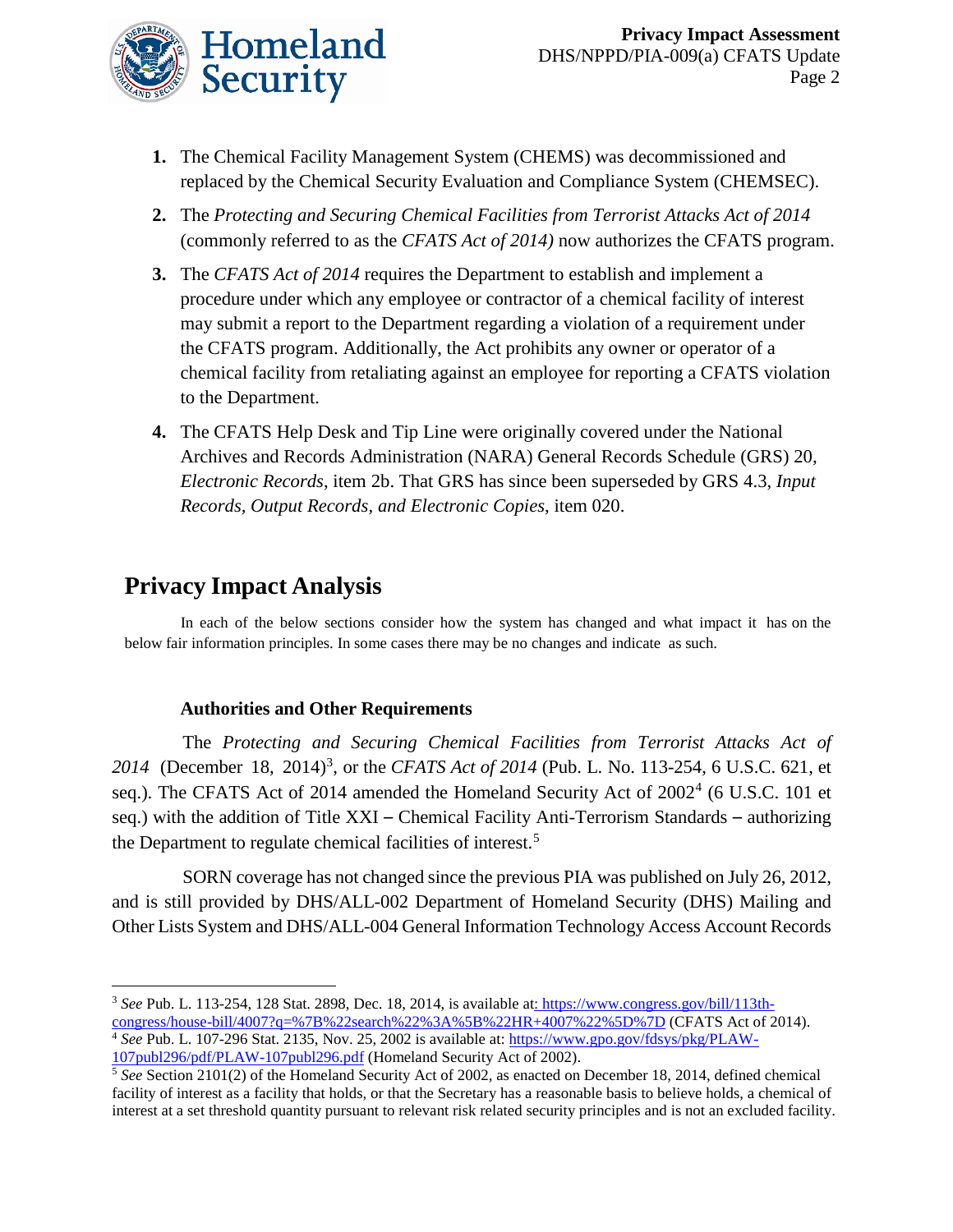1. The Chemical Facility Management System (CHEMS) was decommissioned and replaced by the Chemical Security Evaluation and Compliance System (CHEMSEC).
2. The *Protecting and Securing Chemical Facilities from Terrorist Attacks Act of 2014* (commonly referred to as the *CFATS Act of 2014)* now authorizes the CFATS program.
3. The *CFATS Act of 2014* requires the Department to establish and implement a procedure under which any employee or contractor of a chemical facility of interest may submit a report to the Department regarding a violation of a requirement under the CFATS program. Additionally, the Act prohibits any owner or operator of a chemical facility from retaliating against an employee for reporting a CFATS violation to the Department.
4. The CFATS Help Desk and Tip Line were originally covered under the National Archives and Records Administration (NARA) General Records Schedule (GRS) 20, *Electronic Records*, item 2b. That GRS has since been superseded by GRS 4.3, *Input Records, Output Records, and Electronic Copies*, item 020.

## Privacy Impact Analysis

In each of the below sections consider how the system has changed and what impact it has on the below fair information principles. In some cases there may be no changes and indicate as such.

### Authorities and Other Requirements

The *Protecting and Securing Chemical Facilities from Terrorist Attacks Act of 2014* (December 18, 2014)[3], or the *CFATS Act of 2014* (Pub. L. No. 113-254, 6 U.S.C. 621, et seq.). The CFATS Act of 2014 amended the Homeland Security Act of 2002[4] (6 U.S.C. 101 et seq.) with the addition of Title XXI – Chemical Facility Anti-Terrorism Standards – authorizing the Department to regulate chemical facilities of interest.[5]

SORN coverage has not changed since the previous PIA was published on July 26, 2012, and is still provided by DHS/ALL-002 Department of Homeland Security (DHS) Mailing and Other Lists System and DHS/ALL-004 General Information Technology Access Account Records

---

[3] *See* Pub. L. 113-254, 128 Stat. 2898, Dec. 18, 2014, is available at: https://www.congress.gov/bill/113th-congress/house-bill/4007?q=%7B%22search%22%3A%5B%22HR+4007%22%5D%7D (CFATS Act of 2014).

[4] *See* Pub. L. 107-296 Stat. 2135, Nov. 25, 2002 is available at: https://www.gpo.gov/fdsys/pkg/PLAW-107publ296/pdf/PLAW-107publ296.pdf (Homeland Security Act of 2002).

[5] *See* Section 2101(2) of the Homeland Security Act of 2002, as enacted on December 18, 2014, defined chemical facility of interest as a facility that holds, or that the Secretary has a reasonable basis to believe holds, a chemical of interest at a set threshold quantity pursuant to relevant risk related security principles and is not an excluded facility.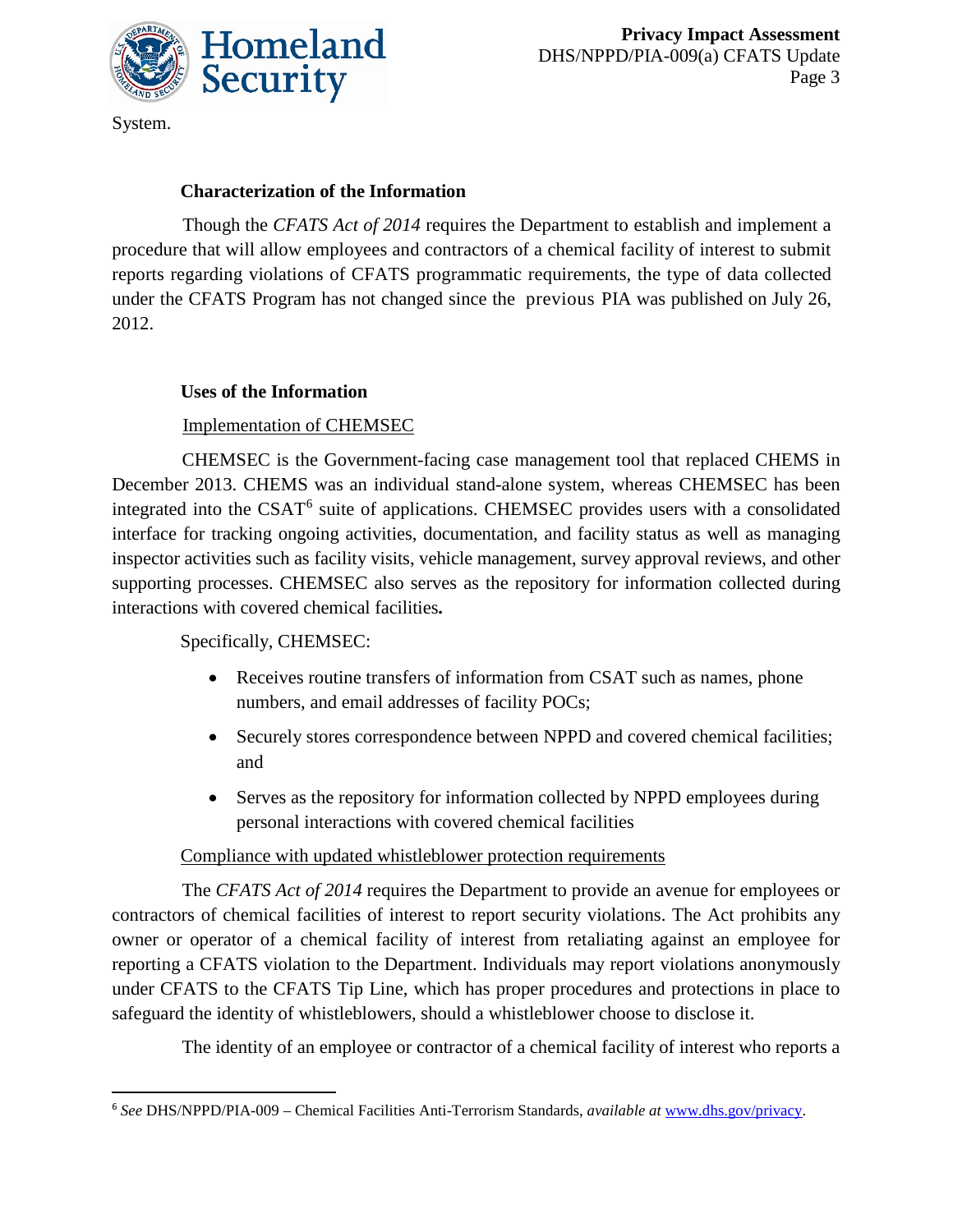System.

### Characterization of the Information

Though the *CFATS Act of 2014* requires the Department to establish and implement a procedure that will allow employees and contractors of a chemical facility of interest to submit reports regarding violations of CFATS programmatic requirements, the type of data collected under the CFATS Program has not changed since the previous PIA was published on July 26, 2012.

### Uses of the Information

Implementation of CHEMSEC

CHEMSEC is the Government-facing case management tool that replaced CHEMS in December 2013. CHEMS was an individual stand-alone system, whereas CHEMSEC has been integrated into the CSAT[6] suite of applications. CHEMSEC provides users with a consolidated interface for tracking ongoing activities, documentation, and facility status as well as managing inspector activities such as facility visits, vehicle management, survey approval reviews, and other supporting processes. CHEMSEC also serves as the repository for information collected during interactions with covered chemical facilities.

Specifically, CHEMSEC:

- Receives routine transfers of information from CSAT such as names, phone numbers, and email addresses of facility POCs;
- Securely stores correspondence between NPPD and covered chemical facilities; and
- Serves as the repository for information collected by NPPD employees during personal interactions with covered chemical facilities

Compliance with updated whistleblower protection requirements

The *CFATS Act of 2014* requires the Department to provide an avenue for employees or contractors of chemical facilities of interest to report security violations. The Act prohibits any owner or operator of a chemical facility of interest from retaliating against an employee for reporting a CFATS violation to the Department. Individuals may report violations anonymously under CFATS to the CFATS Tip Line, which has proper procedures and protections in place to safeguard the identity of whistleblowers, should a whistleblower choose to disclose it.

The identity of an employee or contractor of a chemical facility of interest who reports a

[6] *See* DHS/NPPD/PIA-009 – Chemical Facilities Anti-Terrorism Standards, *available at* www.dhs.gov/privacy.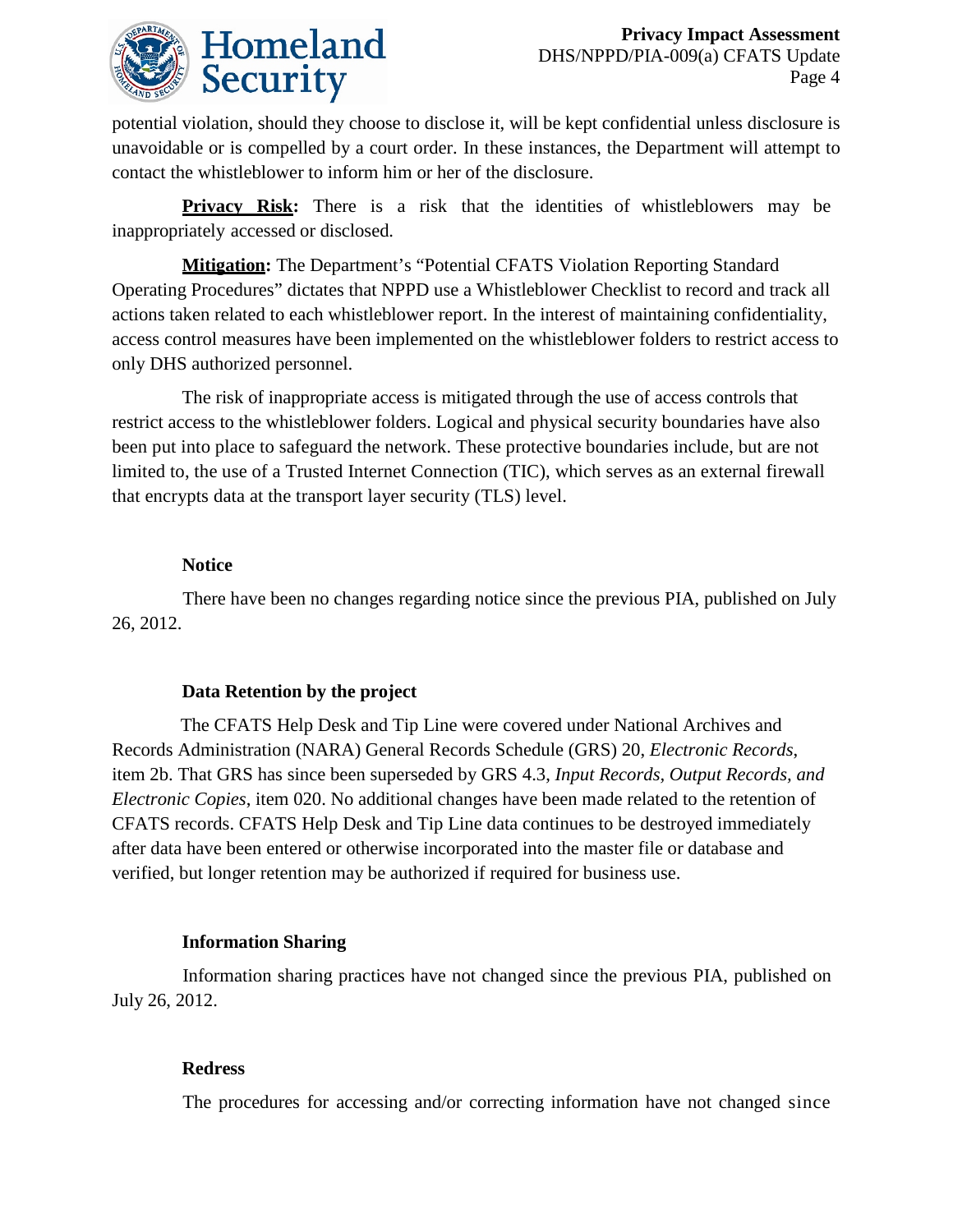potential violation, should they choose to disclose it, will be kept confidential unless disclosure is unavoidable or is compelled by a court order. In these instances, the Department will attempt to contact the whistleblower to inform him or her of the disclosure.

**Privacy Risk:** There is a risk that the identities of whistleblowers may be inappropriately accessed or disclosed.

**Mitigation:** The Department's "Potential CFATS Violation Reporting Standard Operating Procedures" dictates that NPPD use a Whistleblower Checklist to record and track all actions taken related to each whistleblower report. In the interest of maintaining confidentiality, access control measures have been implemented on the whistleblower folders to restrict access to only DHS authorized personnel.

The risk of inappropriate access is mitigated through the use of access controls that restrict access to the whistleblower folders. Logical and physical security boundaries have also been put into place to safeguard the network. These protective boundaries include, but are not limited to, the use of a Trusted Internet Connection (TIC), which serves as an external firewall that encrypts data at the transport layer security (TLS) level.

### Notice

There have been no changes regarding notice since the previous PIA, published on July 26, 2012.

### Data Retention by the project

The CFATS Help Desk and Tip Line were covered under National Archives and Records Administration (NARA) General Records Schedule (GRS) 20, *Electronic Records*, item 2b. That GRS has since been superseded by GRS 4.3, *Input Records, Output Records, and Electronic Copies*, item 020. No additional changes have been made related to the retention of CFATS records. CFATS Help Desk and Tip Line data continues to be destroyed immediately after data have been entered or otherwise incorporated into the master file or database and verified, but longer retention may be authorized if required for business use.

### Information Sharing

Information sharing practices have not changed since the previous PIA, published on July 26, 2012.

### Redress

The procedures for accessing and/or correcting information have not changed since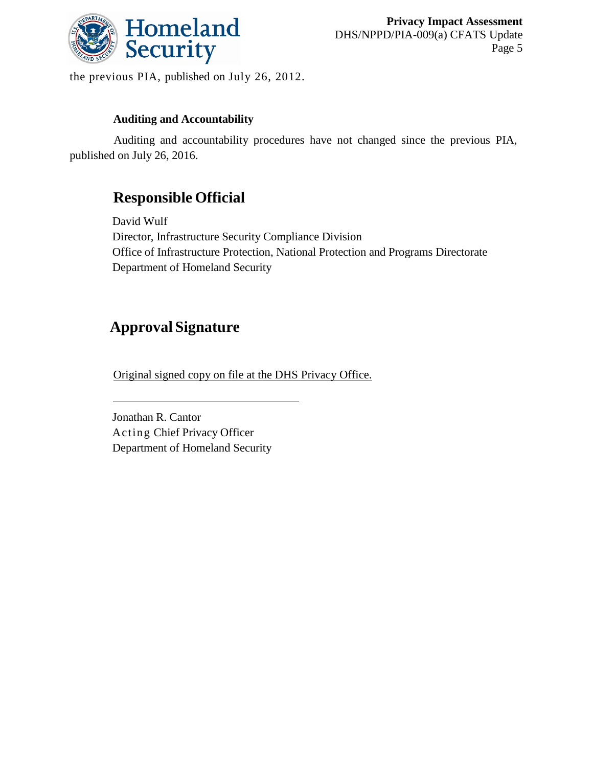the previous PIA, published on July 26, 2012.

**Auditing and Accountability**

Auditing and accountability procedures have not changed since the previous PIA, published on July 26, 2016.

## Responsible Official

David Wulf
Director, Infrastructure Security Compliance Division
Office of Infrastructure Protection, National Protection and Programs Directorate
Department of Homeland Security

## Approval Signature

Original signed copy on file at the DHS Privacy Office.

________________________________

Jonathan R. Cantor
Acting Chief Privacy Officer
Department of Homeland Security